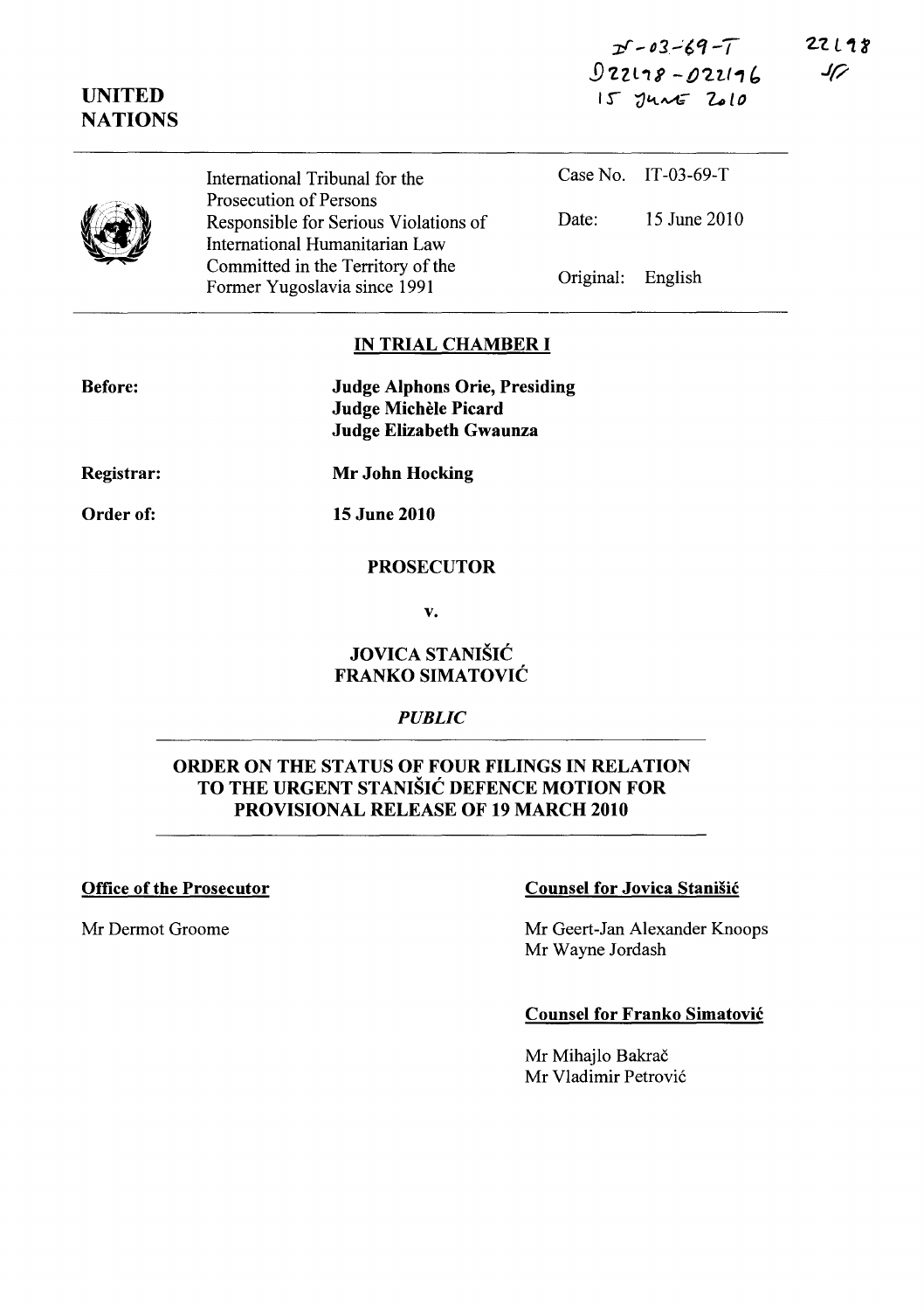IT-03-69-T
D22198-D22196
15 June 2010

22198
JF

UNITED NATIONS

| International Tribunal for the Prosecution of Persons Responsible for Serious Violations of International Humanitarian Law Committed in the Territory of the Former Yugoslavia since 1991 | Case No. | IT-03-69-T |
|---|---|---|
| | Date: | 15 June 2010 |
| | Original: | English |

## IN TRIAL CHAMBER I

**Before:** **Judge Alphons Orie, Presiding**
**Judge Michèle Picard**
**Judge Elizabeth Gwaunza**

**Registrar:** **Mr John Hocking**

**Order of:** **15 June 2010**

**PROSECUTOR**

**v.**

**JOVICA STANIŠIĆ**
**FRANKO SIMATOVIĆ**

*PUBLIC*

## ORDER ON THE STATUS OF FOUR FILINGS IN RELATION TO THE URGENT STANIŠIĆ DEFENCE MOTION FOR PROVISIONAL RELEASE OF 19 MARCH 2010

**Office of the Prosecutor**

Mr Dermot Groome

**Counsel for Jovica Stanišić**

Mr Geert-Jan Alexander Knoops
Mr Wayne Jordash

**Counsel for Franko Simatović**

Mr Mihajlo Bakrač
Mr Vladimir Petrović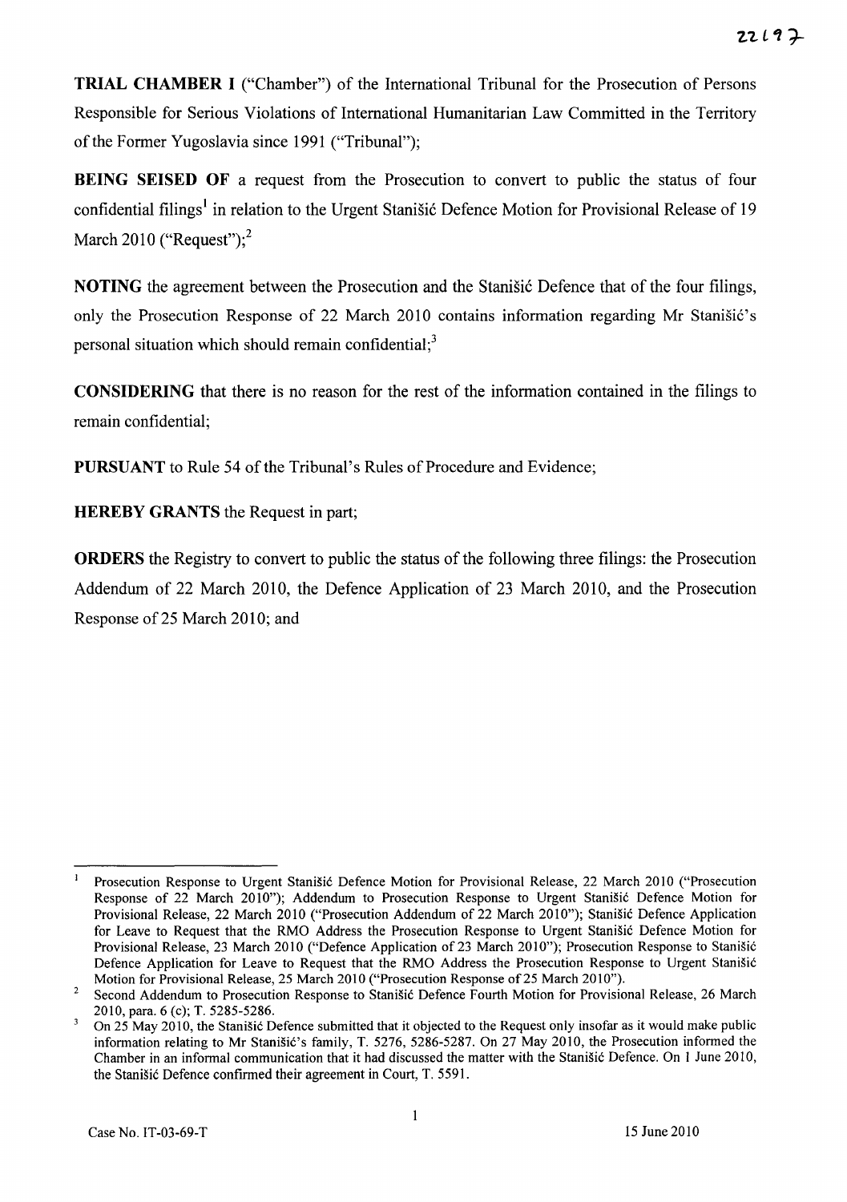**TRIAL CHAMBER I** ("Chamber") of the International Tribunal for the Prosecution of Persons Responsible for Serious Violations of International Humanitarian Law Committed in the Territory of the Former Yugoslavia since 1991 ("Tribunal");

**BEING SEISED OF** a request from the Prosecution to convert to public the status of four confidential filings[1] in relation to the Urgent Stanišić Defence Motion for Provisional Release of 19 March 2010 ("Request");[2]

**NOTING** the agreement between the Prosecution and the Stanišić Defence that of the four filings, only the Prosecution Response of 22 March 2010 contains information regarding Mr Stanišić's personal situation which should remain confidential;[3]

**CONSIDERING** that there is no reason for the rest of the information contained in the filings to remain confidential;

**PURSUANT** to Rule 54 of the Tribunal's Rules of Procedure and Evidence;

**HEREBY GRANTS** the Request in part;

**ORDERS** the Registry to convert to public the status of the following three filings: the Prosecution Addendum of 22 March 2010, the Defence Application of 23 March 2010, and the Prosecution Response of 25 March 2010; and

---

[1] Prosecution Response to Urgent Stanišić Defence Motion for Provisional Release, 22 March 2010 ("Prosecution Response of 22 March 2010"); Addendum to Prosecution Response to Urgent Stanišić Defence Motion for Provisional Release, 22 March 2010 ("Prosecution Addendum of 22 March 2010"); Stanišić Defence Application for Leave to Request that the RMO Address the Prosecution Response to Urgent Stanišić Defence Motion for Provisional Release, 23 March 2010 ("Defence Application of 23 March 2010"); Prosecution Response to Stanišić Defence Application for Leave to Request that the RMO Address the Prosecution Response to Urgent Stanišić Motion for Provisional Release, 25 March 2010 ("Prosecution Response of 25 March 2010").

[2] Second Addendum to Prosecution Response to Stanišić Defence Fourth Motion for Provisional Release, 26 March 2010, para. 6 (c); T. 5285-5286.

[3] On 25 May 2010, the Stanišić Defence submitted that it objected to the Request only insofar as it would make public information relating to Mr Stanišić's family, T. 5276, 5286-5287. On 27 May 2010, the Prosecution informed the Chamber in an informal communication that it had discussed the matter with the Stanišić Defence. On 1 June 2010, the Stanišić Defence confirmed their agreement in Court, T. 5591.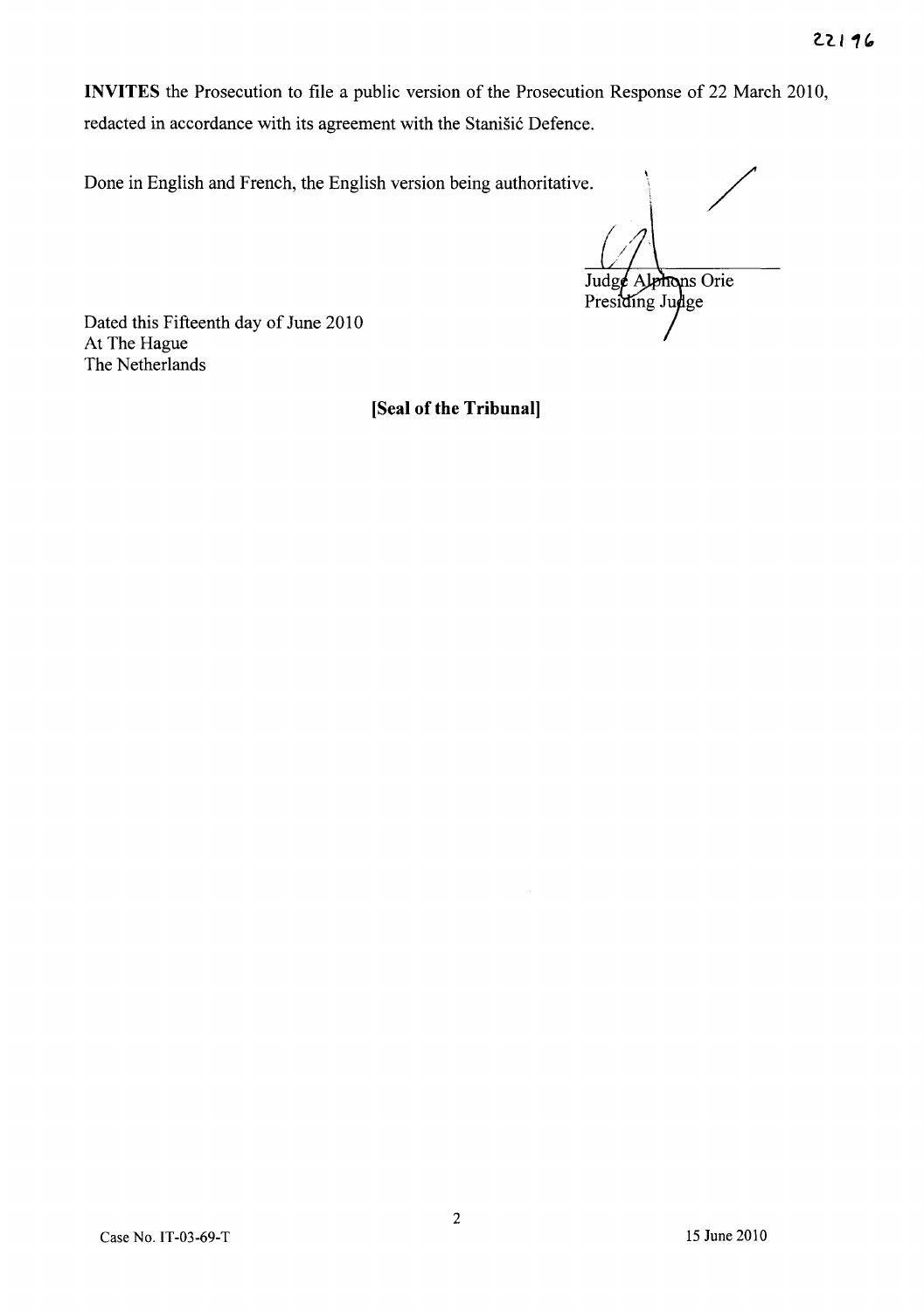**INVITES** the Prosecution to file a public version of the Prosecution Response of 22 March 2010, redacted in accordance with its agreement with the Stanišić Defence.

Done in English and French, the English version being authoritative.

Judge Alphons Orie
Presiding Judge

Dated this Fifteenth day of June 2010
At The Hague
The Netherlands

**[Seal of the Tribunal]**